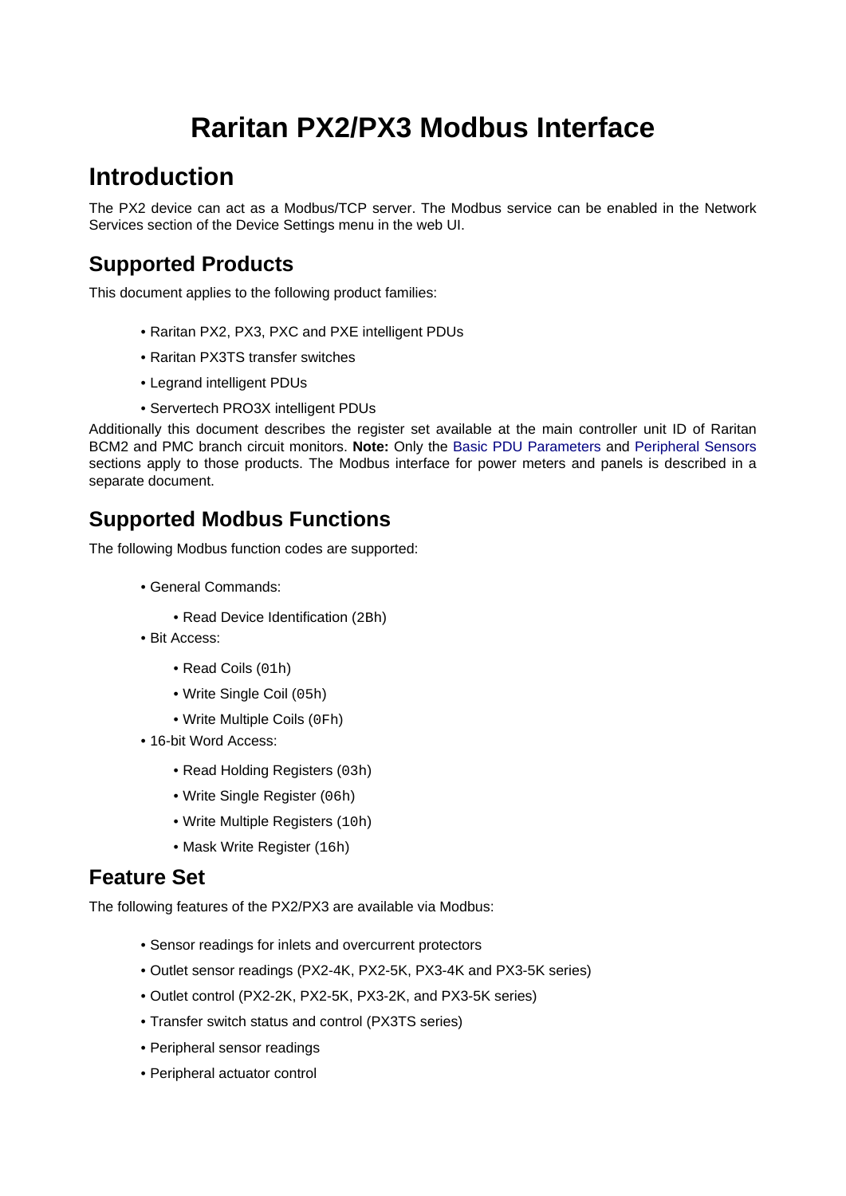# Raritan PX2/PX3 Modbus Interface

## Introduction

The PX2 device can act as a Modbus/TCP server. The Modbus service can be enabled in the Network Services section of the Device Settings menu in the web UI.

### Supported Products

This document applies to the following product families:

- Raritan PX2, PX3, PXC and PXE intelligent PDUs
- Raritan PX3TS transfer switches
- Legrand intelligent PDUs
- Servertech PRO3X intelligent PDUs

Additionally this document describes the register set available at the main controller unit ID of Raritan BCM2 and PMC branch circuit monitors. **Note:** Only the Basic PDU Parameters and Peripheral Sensors sections apply to those products. The Modbus interface for power meters and panels is described in a separate document.

### Supported Modbus Functions

The following Modbus function codes are supported:

- General Commands:
  - Read Device Identification (`2Bh`)
- Bit Access:
  - Read Coils (`01h`)
  - Write Single Coil (`05h`)
  - Write Multiple Coils (`0Fh`)
- 16-bit Word Access:
  - Read Holding Registers (`03h`)
  - Write Single Register (`06h`)
  - Write Multiple Registers (`10h`)
  - Mask Write Register (`16h`)

### Feature Set

The following features of the PX2/PX3 are available via Modbus:

- Sensor readings for inlets and overcurrent protectors
- Outlet sensor readings (PX2-4K, PX2-5K, PX3-4K and PX3-5K series)
- Outlet control (PX2-2K, PX2-5K, PX3-2K, and PX3-5K series)
- Transfer switch status and control (PX3TS series)
- Peripheral sensor readings
- Peripheral actuator control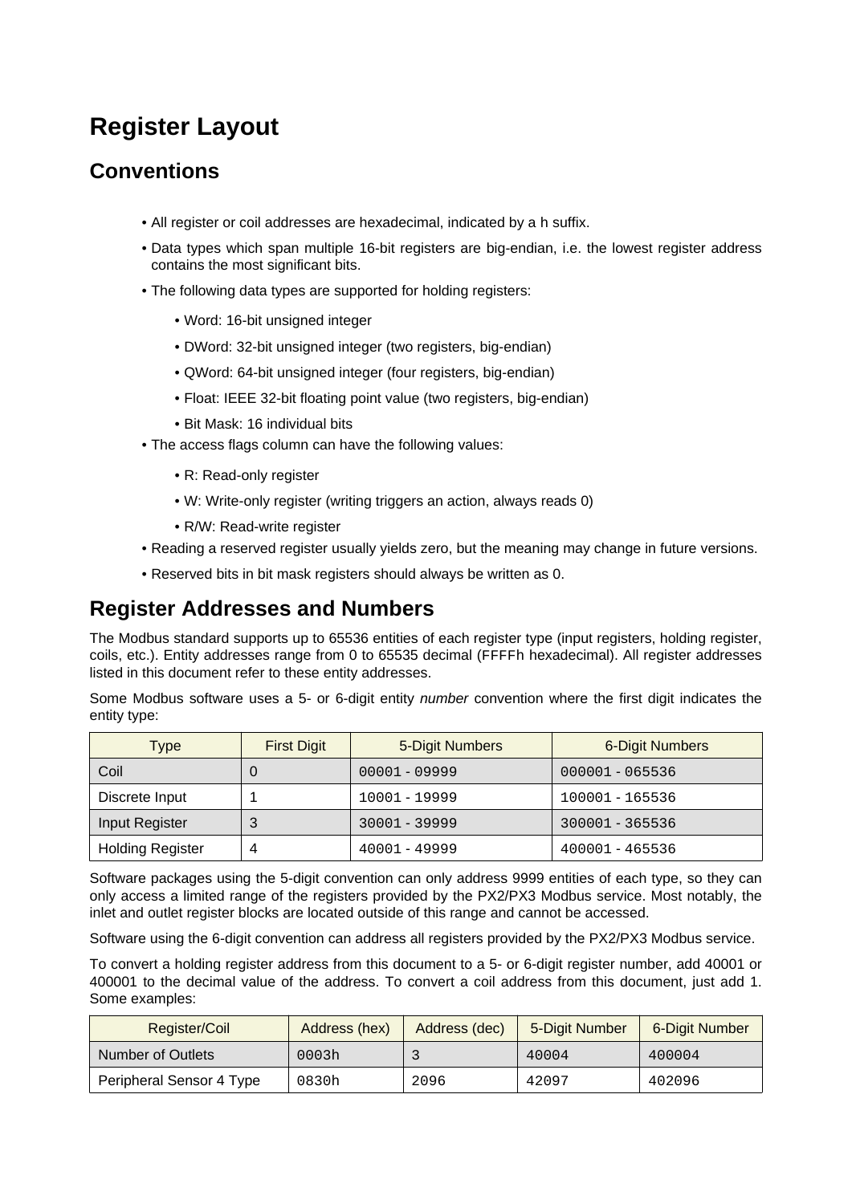# Register Layout

## Conventions

- All register or coil addresses are hexadecimal, indicated by a h suffix.
- Data types which span multiple 16-bit registers are big-endian, i.e. the lowest register address contains the most significant bits.
- The following data types are supported for holding registers:
  - Word: 16-bit unsigned integer
  - DWord: 32-bit unsigned integer (two registers, big-endian)
  - QWord: 64-bit unsigned integer (four registers, big-endian)
  - Float: IEEE 32-bit floating point value (two registers, big-endian)
  - Bit Mask: 16 individual bits
- The access flags column can have the following values:
  - R: Read-only register
  - W: Write-only register (writing triggers an action, always reads 0)
  - R/W: Read-write register
- Reading a reserved register usually yields zero, but the meaning may change in future versions.
- Reserved bits in bit mask registers should always be written as 0.

## Register Addresses and Numbers

The Modbus standard supports up to 65536 entities of each register type (input registers, holding register, coils, etc.). Entity addresses range from 0 to 65535 decimal (`FFFFh` hexadecimal). All register addresses listed in this document refer to these entity addresses.

Some Modbus software uses a 5- or 6-digit entity *number* convention where the first digit indicates the entity type:

| Type | First Digit | 5-Digit Numbers | 6-Digit Numbers |
|---|---|---|---|
| Coil | 0 | `00001 - 09999` | `000001 - 065536` |
| Discrete Input | 1 | `10001 - 19999` | `100001 - 165536` |
| Input Register | 3 | `30001 - 39999` | `300001 - 365536` |
| Holding Register | 4 | `40001 - 49999` | `400001 - 465536` |

Software packages using the 5-digit convention can only address 9999 entities of each type, so they can only access a limited range of the registers provided by the PX2/PX3 Modbus service. Most notably, the inlet and outlet register blocks are located outside of this range and cannot be accessed.

Software using the 6-digit convention can address all registers provided by the PX2/PX3 Modbus service.

To convert a holding register address from this document to a 5- or 6-digit register number, add 40001 or 400001 to the decimal value of the address. To convert a coil address from this document, just add 1. Some examples:

| Register/Coil | Address (hex) | Address (dec) | 5-Digit Number | 6-Digit Number |
|---|---|---|---|---|
| Number of Outlets | `0003h` | `3` | `40004` | `400004` |
| Peripheral Sensor 4 Type | `0830h` | `2096` | `42097` | `402096` |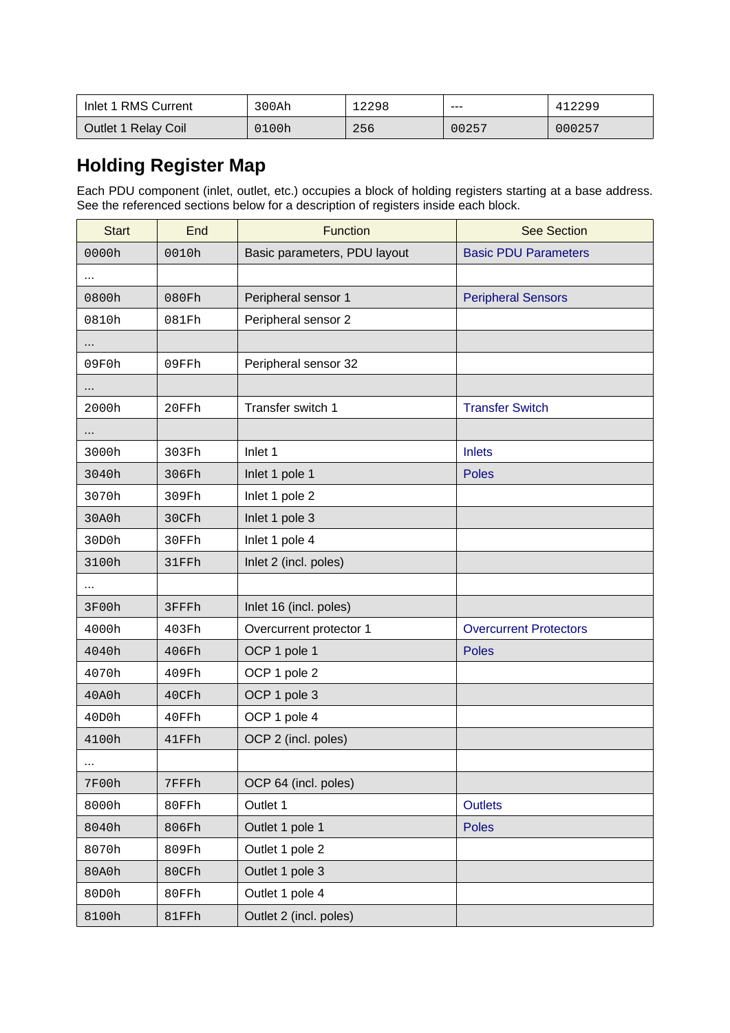| Inlet 1 RMS Current | 300Ah | 12298 | --- | 412299 |
|---|---|---|---|---|
| Outlet 1 Relay Coil | 0100h | 256 | 00257 | 000257 |

## Holding Register Map

Each PDU component (inlet, outlet, etc.) occupies a block of holding registers starting at a base address. See the referenced sections below for a description of registers inside each block.

| Start | End | Function | See Section |
|---|---|---|---|
| 0000h | 0010h | Basic parameters, PDU layout | Basic PDU Parameters |
| ... | | | |
| 0800h | 080Fh | Peripheral sensor 1 | Peripheral Sensors |
| 0810h | 081Fh | Peripheral sensor 2 | |
| ... | | | |
| 09F0h | 09FFh | Peripheral sensor 32 | |
| ... | | | |
| 2000h | 20FFh | Transfer switch 1 | Transfer Switch |
| ... | | | |
| 3000h | 303Fh | Inlet 1 | Inlets |
| 3040h | 306Fh | Inlet 1 pole 1 | Poles |
| 3070h | 309Fh | Inlet 1 pole 2 | |
| 30A0h | 30CFh | Inlet 1 pole 3 | |
| 30D0h | 30FFh | Inlet 1 pole 4 | |
| 3100h | 31FFh | Inlet 2 (incl. poles) | |
| ... | | | |
| 3F00h | 3FFFh | Inlet 16 (incl. poles) | |
| 4000h | 403Fh | Overcurrent protector 1 | Overcurrent Protectors |
| 4040h | 406Fh | OCP 1 pole 1 | Poles |
| 4070h | 409Fh | OCP 1 pole 2 | |
| 40A0h | 40CFh | OCP 1 pole 3 | |
| 40D0h | 40FFh | OCP 1 pole 4 | |
| 4100h | 41FFh | OCP 2 (incl. poles) | |
| ... | | | |
| 7F00h | 7FFFh | OCP 64 (incl. poles) | |
| 8000h | 80FFh | Outlet 1 | Outlets |
| 8040h | 806Fh | Outlet 1 pole 1 | Poles |
| 8070h | 809Fh | Outlet 1 pole 2 | |
| 80A0h | 80CFh | Outlet 1 pole 3 | |
| 80D0h | 80FFh | Outlet 1 pole 4 | |
| 8100h | 81FFh | Outlet 2 (incl. poles) | |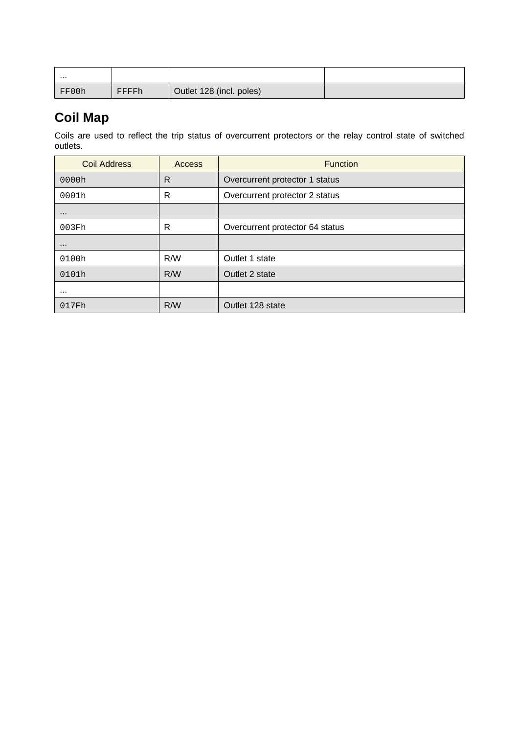| ... | | | |
|---|---|---|---|
| FF00h | FFFFh | Outlet 128 (incl. poles) | |

## Coil Map

Coils are used to reflect the trip status of overcurrent protectors or the relay control state of switched outlets.

| Coil Address | Access | Function |
|---|---|---|
| 0000h | R | Overcurrent protector 1 status |
| 0001h | R | Overcurrent protector 2 status |
| ... | | |
| 003Fh | R | Overcurrent protector 64 status |
| ... | | |
| 0100h | R/W | Outlet 1 state |
| 0101h | R/W | Outlet 2 state |
| ... | | |
| 017Fh | R/W | Outlet 128 state |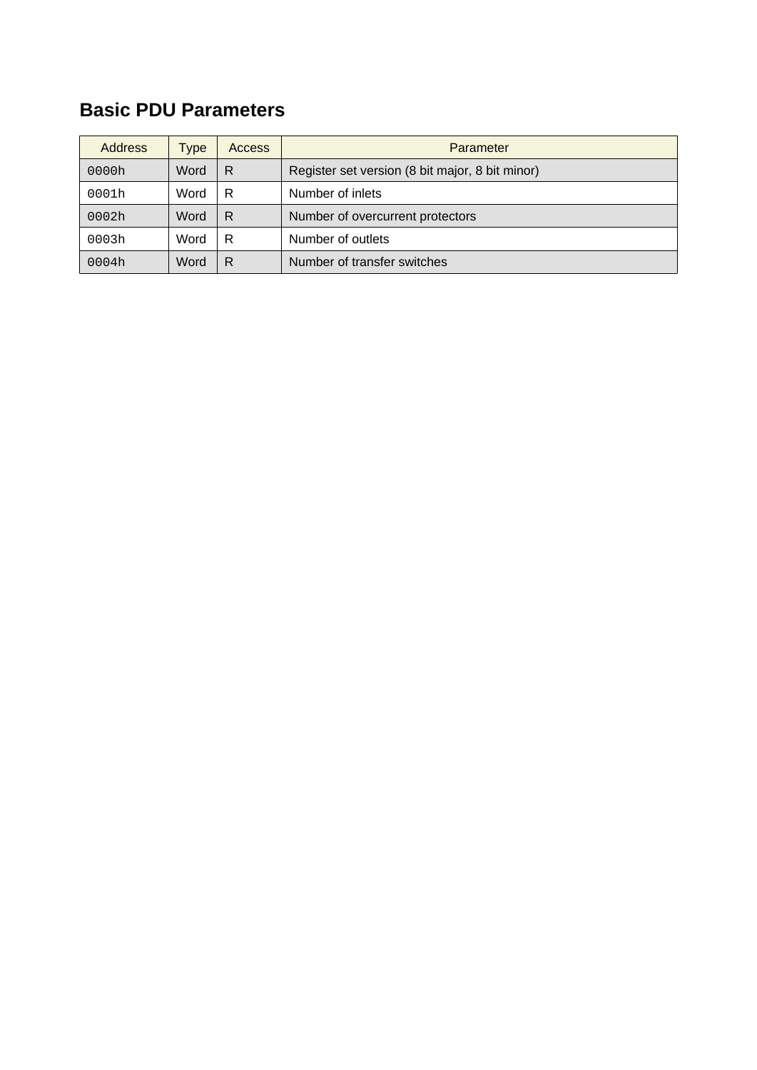## Basic PDU Parameters

| Address | Type | Access | Parameter |
|---|---|---|---|
| 0000h | Word | R | Register set version (8 bit major, 8 bit minor) |
| 0001h | Word | R | Number of inlets |
| 0002h | Word | R | Number of overcurrent protectors |
| 0003h | Word | R | Number of outlets |
| 0004h | Word | R | Number of transfer switches |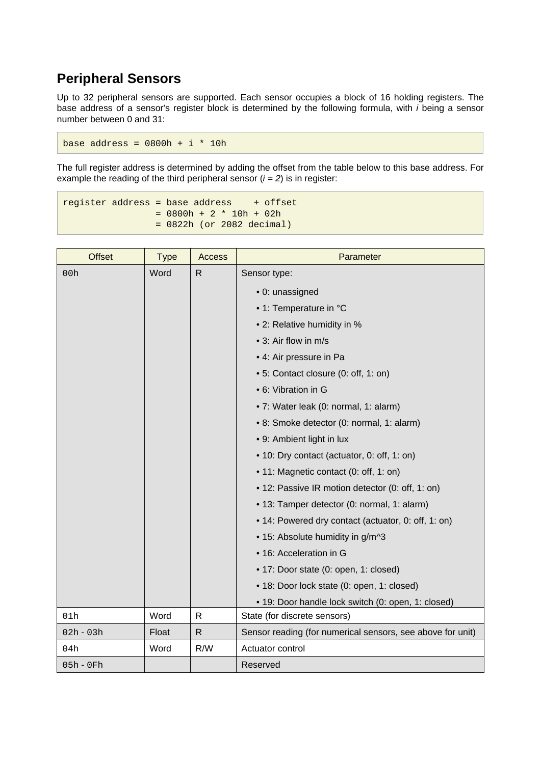## Peripheral Sensors

Up to 32 peripheral sensors are supported. Each sensor occupies a block of 16 holding registers. The base address of a sensor's register block is determined by the following formula, with *i* being a sensor number between 0 and 31:

```
base address = 0800h + i * 10h
```

The full register address is determined by adding the offset from the table below to this base address. For example the reading of the third peripheral sensor (*i = 2*) is in register:

```
register address = base address    + offset
                 = 0800h + 2 * 10h + 02h
                 = 0822h (or 2082 decimal)
```

| Offset | Type | Access | Parameter |
| --- | --- | --- | --- |
| 00h | Word | R | Sensor type:<br>• 0: unassigned<br>• 1: Temperature in °C<br>• 2: Relative humidity in %<br>• 3: Air flow in m/s<br>• 4: Air pressure in Pa<br>• 5: Contact closure (0: off, 1: on)<br>• 6: Vibration in G<br>• 7: Water leak (0: normal, 1: alarm)<br>• 8: Smoke detector (0: normal, 1: alarm)<br>• 9: Ambient light in lux<br>• 10: Dry contact (actuator, 0: off, 1: on)<br>• 11: Magnetic contact (0: off, 1: on)<br>• 12: Passive IR motion detector (0: off, 1: on)<br>• 13: Tamper detector (0: normal, 1: alarm)<br>• 14: Powered dry contact (actuator, 0: off, 1: on)<br>• 15: Absolute humidity in g/m^3<br>• 16: Acceleration in G<br>• 17: Door state (0: open, 1: closed)<br>• 18: Door lock state (0: open, 1: closed)<br>• 19: Door handle lock switch (0: open, 1: closed) |
| 01h | Word | R | State (for discrete sensors) |
| 02h - 03h | Float | R | Sensor reading (for numerical sensors, see above for unit) |
| 04h | Word | R/W | Actuator control |
| 05h - 0Fh | | | Reserved |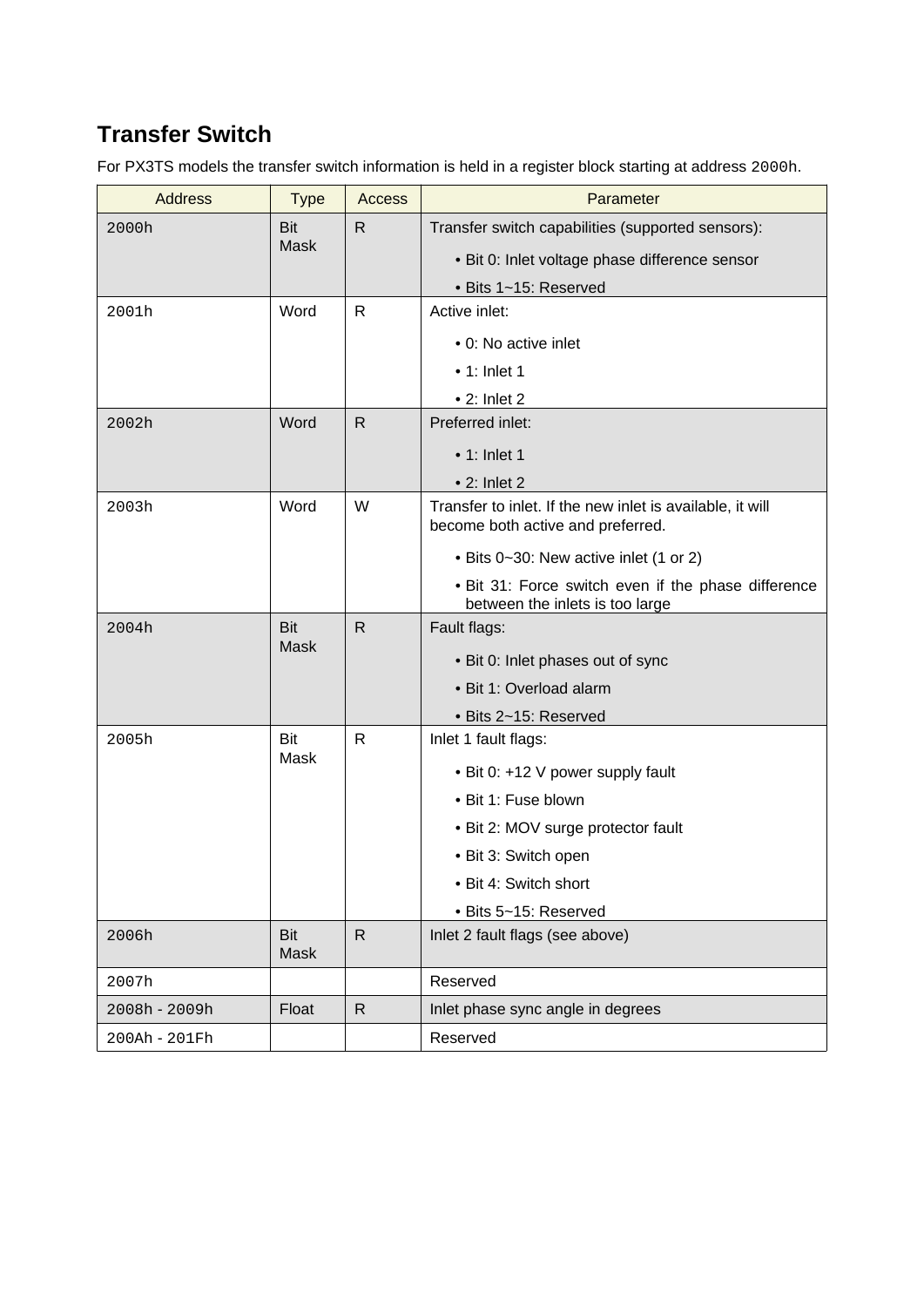## Transfer Switch

For PX3TS models the transfer switch information is held in a register block starting at address `2000h`.

| Address | Type | Access | Parameter |
|---|---|---|---|
| `2000h` | Bit Mask | R | Transfer switch capabilities (supported sensors):<br>• Bit 0: Inlet voltage phase difference sensor<br>• Bits 1~15: Reserved |
| `2001h` | Word | R | Active inlet:<br>• 0: No active inlet<br>• 1: Inlet 1<br>• 2: Inlet 2 |
| `2002h` | Word | R | Preferred inlet:<br>• 1: Inlet 1<br>• 2: Inlet 2 |
| `2003h` | Word | W | Transfer to inlet. If the new inlet is available, it will become both active and preferred.<br>• Bits 0~30: New active inlet (1 or 2)<br>• Bit 31: Force switch even if the phase difference between the inlets is too large |
| `2004h` | Bit Mask | R | Fault flags:<br>• Bit 0: Inlet phases out of sync<br>• Bit 1: Overload alarm<br>• Bits 2~15: Reserved |
| `2005h` | Bit Mask | R | Inlet 1 fault flags:<br>• Bit 0: +12 V power supply fault<br>• Bit 1: Fuse blown<br>• Bit 2: MOV surge protector fault<br>• Bit 3: Switch open<br>• Bit 4: Switch short<br>• Bits 5~15: Reserved |
| `2006h` | Bit Mask | R | Inlet 2 fault flags (see above) |
| `2007h` | | | Reserved |
| `2008h` - `2009h` | Float | R | Inlet phase sync angle in degrees |
| `200Ah` - `201Fh` | | | Reserved |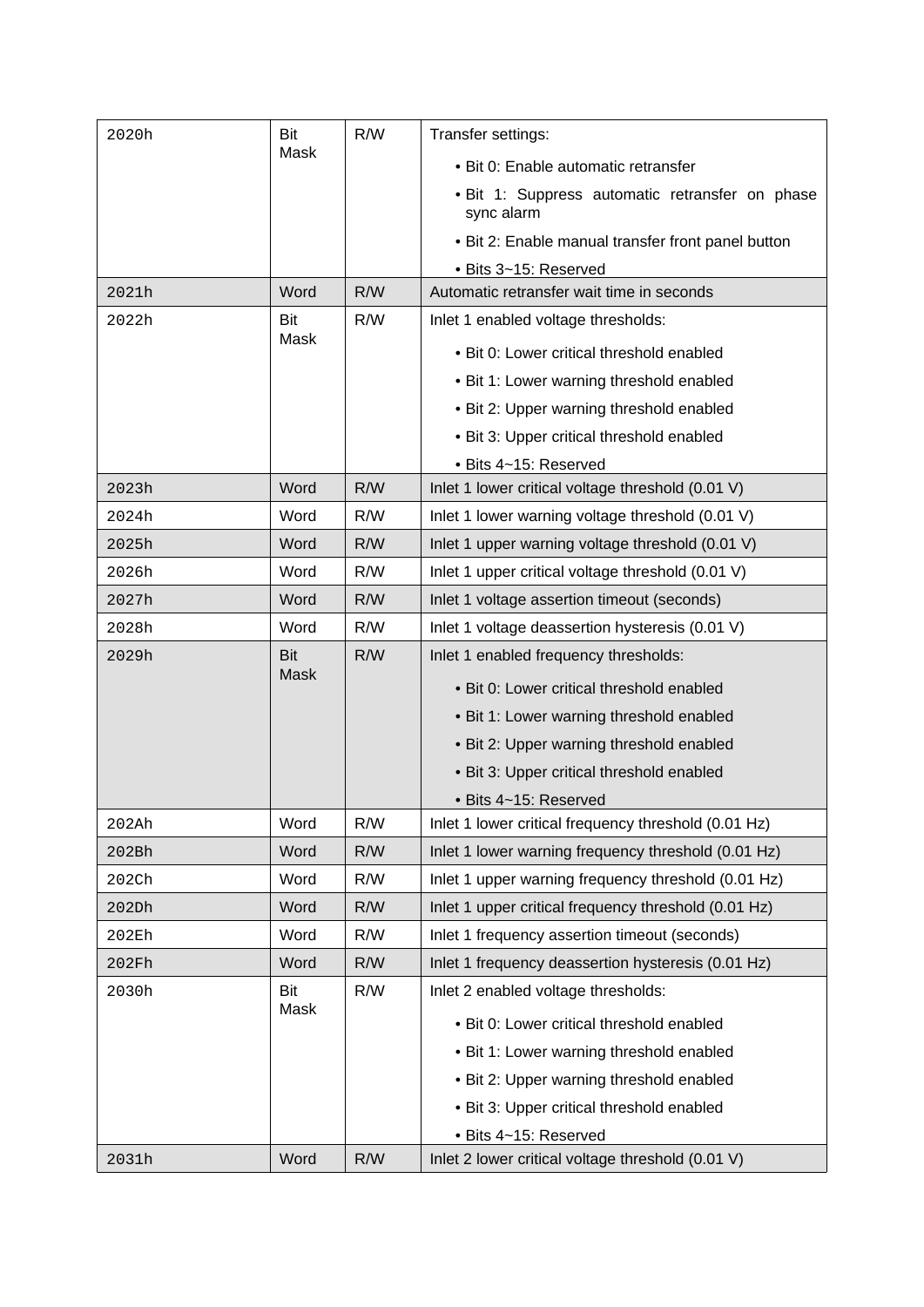| | | | |
|---|---|---|---|
| 2020h | Bit Mask | R/W | Transfer settings:<br>• Bit 0: Enable automatic retransfer<br>• Bit 1: Suppress automatic retransfer on phase sync alarm<br>• Bit 2: Enable manual transfer front panel button<br>• Bits 3~15: Reserved |
| 2021h | Word | R/W | Automatic retransfer wait time in seconds |
| 2022h | Bit Mask | R/W | Inlet 1 enabled voltage thresholds:<br>• Bit 0: Lower critical threshold enabled<br>• Bit 1: Lower warning threshold enabled<br>• Bit 2: Upper warning threshold enabled<br>• Bit 3: Upper critical threshold enabled<br>• Bits 4~15: Reserved |
| 2023h | Word | R/W | Inlet 1 lower critical voltage threshold (0.01 V) |
| 2024h | Word | R/W | Inlet 1 lower warning voltage threshold (0.01 V) |
| 2025h | Word | R/W | Inlet 1 upper warning voltage threshold (0.01 V) |
| 2026h | Word | R/W | Inlet 1 upper critical voltage threshold (0.01 V) |
| 2027h | Word | R/W | Inlet 1 voltage assertion timeout (seconds) |
| 2028h | Word | R/W | Inlet 1 voltage deassertion hysteresis (0.01 V) |
| 2029h | Bit Mask | R/W | Inlet 1 enabled frequency thresholds:<br>• Bit 0: Lower critical threshold enabled<br>• Bit 1: Lower warning threshold enabled<br>• Bit 2: Upper warning threshold enabled<br>• Bit 3: Upper critical threshold enabled<br>• Bits 4~15: Reserved |
| 202Ah | Word | R/W | Inlet 1 lower critical frequency threshold (0.01 Hz) |
| 202Bh | Word | R/W | Inlet 1 lower warning frequency threshold (0.01 Hz) |
| 202Ch | Word | R/W | Inlet 1 upper warning frequency threshold (0.01 Hz) |
| 202Dh | Word | R/W | Inlet 1 upper critical frequency threshold (0.01 Hz) |
| 202Eh | Word | R/W | Inlet 1 frequency assertion timeout (seconds) |
| 202Fh | Word | R/W | Inlet 1 frequency deassertion hysteresis (0.01 Hz) |
| 2030h | Bit Mask | R/W | Inlet 2 enabled voltage thresholds:<br>• Bit 0: Lower critical threshold enabled<br>• Bit 1: Lower warning threshold enabled<br>• Bit 2: Upper warning threshold enabled<br>• Bit 3: Upper critical threshold enabled<br>• Bits 4~15: Reserved |
| 2031h | Word | R/W | Inlet 2 lower critical voltage threshold (0.01 V) |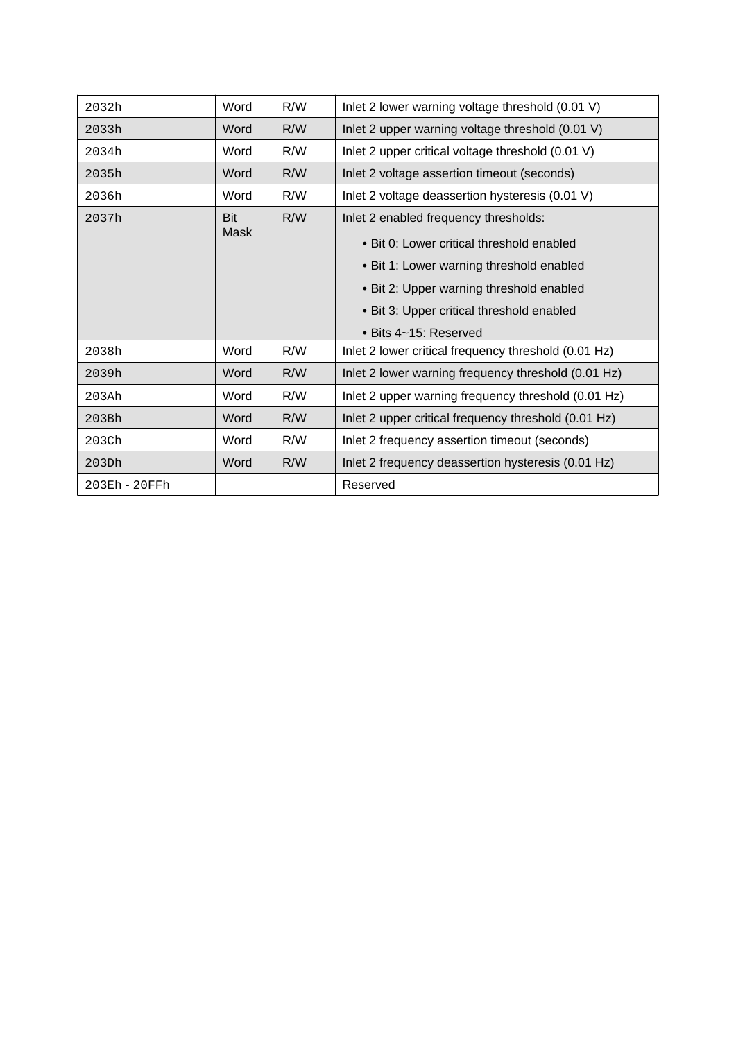| 2032h | Word | R/W | Inlet 2 lower warning voltage threshold (0.01 V) |
|---|---|---|---|
| 2033h | Word | R/W | Inlet 2 upper warning voltage threshold (0.01 V) |
| 2034h | Word | R/W | Inlet 2 upper critical voltage threshold (0.01 V) |
| 2035h | Word | R/W | Inlet 2 voltage assertion timeout (seconds) |
| 2036h | Word | R/W | Inlet 2 voltage deassertion hysteresis (0.01 V) |
| 2037h | Bit Mask | R/W | Inlet 2 enabled frequency thresholds: <br>• Bit 0: Lower critical threshold enabled <br>• Bit 1: Lower warning threshold enabled <br>• Bit 2: Upper warning threshold enabled <br>• Bit 3: Upper critical threshold enabled <br>• Bits 4~15: Reserved |
| 2038h | Word | R/W | Inlet 2 lower critical frequency threshold (0.01 Hz) |
| 2039h | Word | R/W | Inlet 2 lower warning frequency threshold (0.01 Hz) |
| 203Ah | Word | R/W | Inlet 2 upper warning frequency threshold (0.01 Hz) |
| 203Bh | Word | R/W | Inlet 2 upper critical frequency threshold (0.01 Hz) |
| 203Ch | Word | R/W | Inlet 2 frequency assertion timeout (seconds) |
| 203Dh | Word | R/W | Inlet 2 frequency deassertion hysteresis (0.01 Hz) |
| 203Eh - 20FFh | | | Reserved |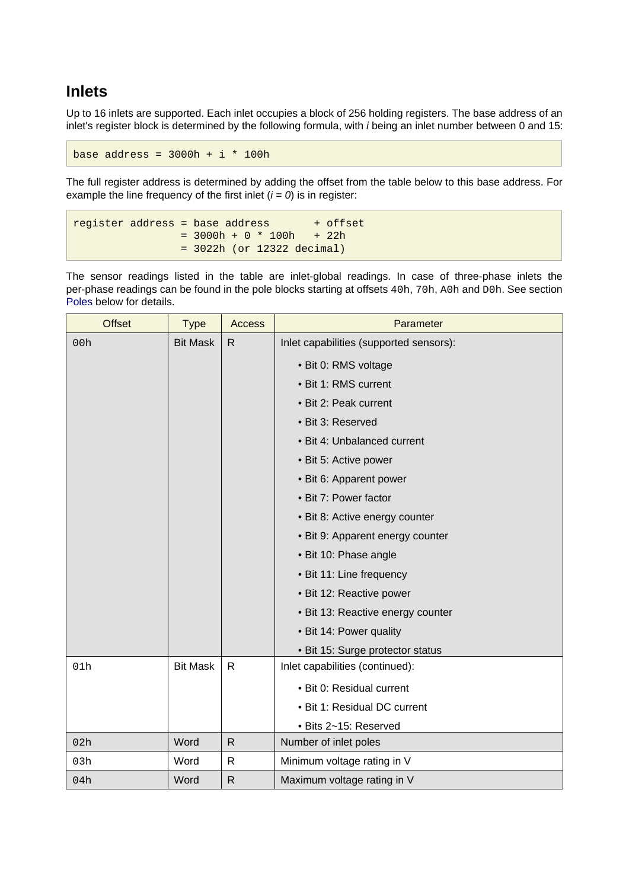## Inlets

Up to 16 inlets are supported. Each inlet occupies a block of 256 holding registers. The base address of an inlet's register block is determined by the following formula, with *i* being an inlet number between 0 and 15:

```
base address = 3000h + i * 100h
```

The full register address is determined by adding the offset from the table below to this base address. For example the line frequency of the first inlet (*i = 0*) is in register:

```
register address = base address       + offset
                 = 3000h + 0 * 100h   + 22h
                 = 3022h (or 12322 decimal)
```

The sensor readings listed in the table are inlet-global readings. In case of three-phase inlets the per-phase readings can be found in the pole blocks starting at offsets `40h`, `70h`, `A0h` and `D0h`. See section Poles below for details.

| Offset | Type | Access | Parameter |
|---|---|---|---|
| `00h` | Bit Mask | R | Inlet capabilities (supported sensors):<br>• Bit 0: RMS voltage<br>• Bit 1: RMS current<br>• Bit 2: Peak current<br>• Bit 3: Reserved<br>• Bit 4: Unbalanced current<br>• Bit 5: Active power<br>• Bit 6: Apparent power<br>• Bit 7: Power factor<br>• Bit 8: Active energy counter<br>• Bit 9: Apparent energy counter<br>• Bit 10: Phase angle<br>• Bit 11: Line frequency<br>• Bit 12: Reactive power<br>• Bit 13: Reactive energy counter<br>• Bit 14: Power quality<br>• Bit 15: Surge protector status |
| `01h` | Bit Mask | R | Inlet capabilities (continued):<br>• Bit 0: Residual current<br>• Bit 1: Residual DC current<br>• Bits 2~15: Reserved |
| `02h` | Word | R | Number of inlet poles |
| `03h` | Word | R | Minimum voltage rating in V |
| `04h` | Word | R | Maximum voltage rating in V |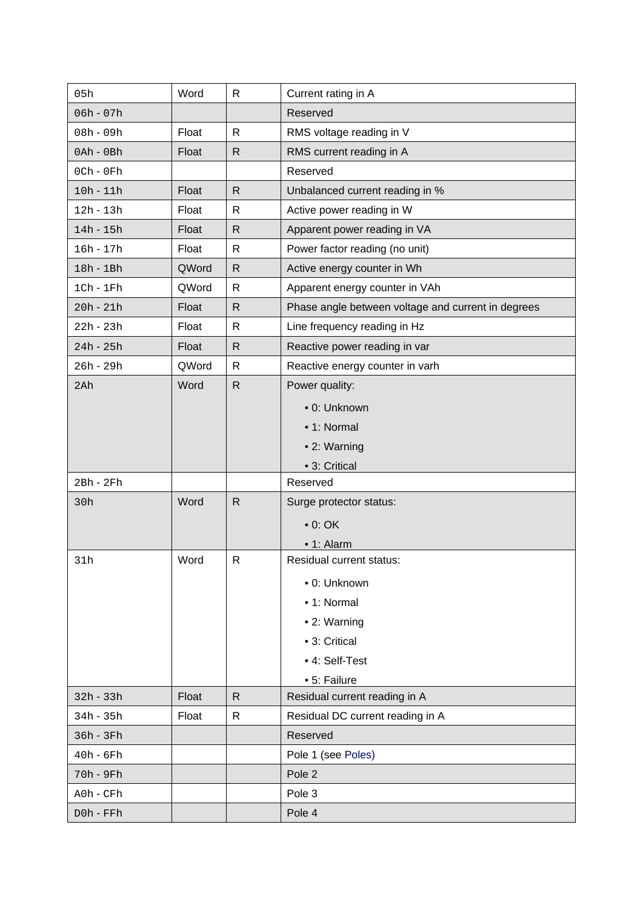| 05h | Word | R | Current rating in A |
| --- | --- | --- | --- |
| 06h - 07h | | | Reserved |
| 08h - 09h | Float | R | RMS voltage reading in V |
| 0Ah - 0Bh | Float | R | RMS current reading in A |
| 0Ch - 0Fh | | | Reserved |
| 10h - 11h | Float | R | Unbalanced current reading in % |
| 12h - 13h | Float | R | Active power reading in W |
| 14h - 15h | Float | R | Apparent power reading in VA |
| 16h - 17h | Float | R | Power factor reading (no unit) |
| 18h - 1Bh | QWord | R | Active energy counter in Wh |
| 1Ch - 1Fh | QWord | R | Apparent energy counter in VAh |
| 20h - 21h | Float | R | Phase angle between voltage and current in degrees |
| 22h - 23h | Float | R | Line frequency reading in Hz |
| 24h - 25h | Float | R | Reactive power reading in var |
| 26h - 29h | QWord | R | Reactive energy counter in varh |
| 2Ah | Word | R | Power quality:<br>• 0: Unknown<br>• 1: Normal<br>• 2: Warning<br>• 3: Critical |
| 2Bh - 2Fh | | | Reserved |
| 30h | Word | R | Surge protector status:<br>• 0: OK<br>• 1: Alarm |
| 31h | Word | R | Residual current status:<br>• 0: Unknown<br>• 1: Normal<br>• 2: Warning<br>• 3: Critical<br>• 4: Self-Test<br>• 5: Failure |
| 32h - 33h | Float | R | Residual current reading in A |
| 34h - 35h | Float | R | Residual DC current reading in A |
| 36h - 3Fh | | | Reserved |
| 40h - 6Fh | | | Pole 1 (see Poles) |
| 70h - 9Fh | | | Pole 2 |
| A0h - CFh | | | Pole 3 |
| D0h - FFh | | | Pole 4 |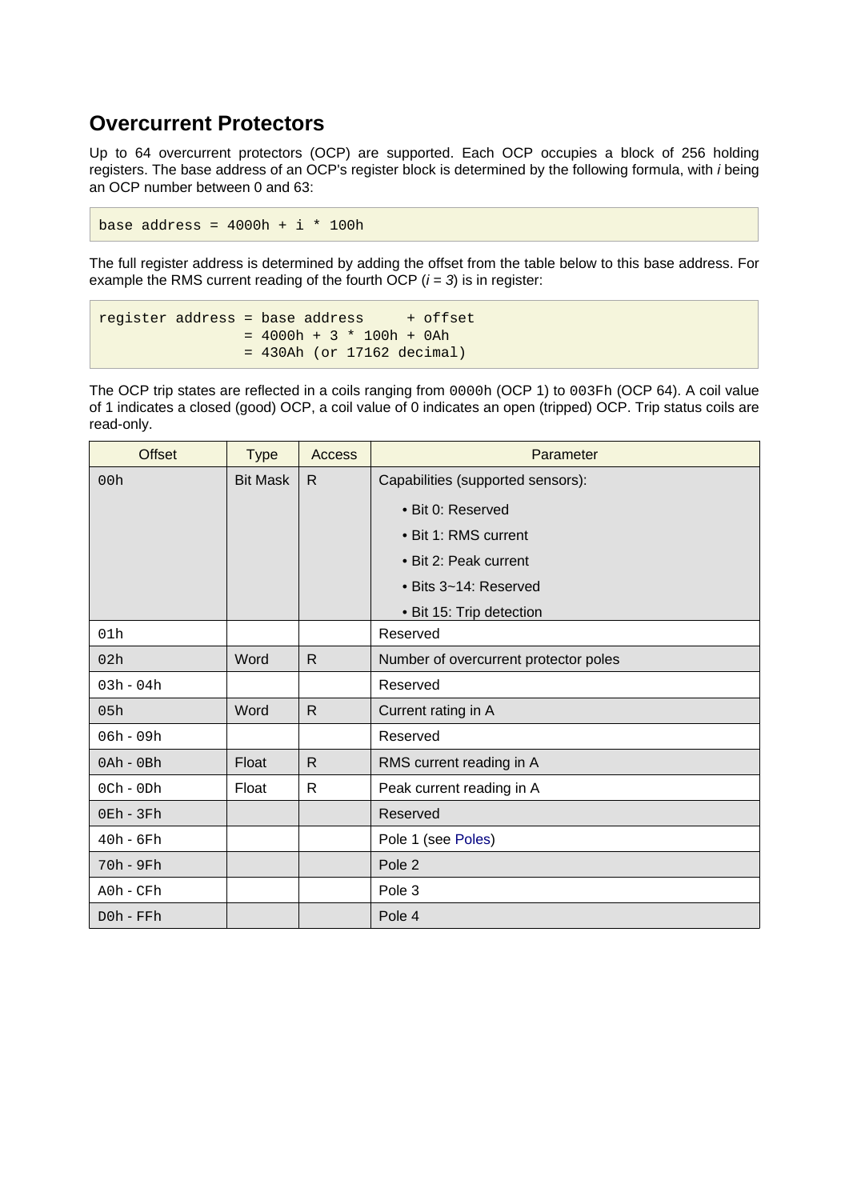## Overcurrent Protectors

Up to 64 overcurrent protectors (OCP) are supported. Each OCP occupies a block of 256 holding registers. The base address of an OCP's register block is determined by the following formula, with *i* being an OCP number between 0 and 63:

```
base address = 4000h + i * 100h
```

The full register address is determined by adding the offset from the table below to this base address. For example the RMS current reading of the fourth OCP (*i = 3*) is in register:

```
register address = base address     + offset
                 = 4000h + 3 * 100h + 0Ah
                 = 430Ah (or 17162 decimal)
```

The OCP trip states are reflected in a coils ranging from `0000h` (OCP 1) to `003Fh` (OCP 64). A coil value of 1 indicates a closed (good) OCP, a coil value of 0 indicates an open (tripped) OCP. Trip status coils are read-only.

| Offset | Type | Access | Parameter |
| --- | --- | --- | --- |
| `00h` | Bit Mask | R | Capabilities (supported sensors):<br>• Bit 0: Reserved<br>• Bit 1: RMS current<br>• Bit 2: Peak current<br>• Bits 3~14: Reserved<br>• Bit 15: Trip detection |
| `01h` | | | Reserved |
| `02h` | Word | R | Number of overcurrent protector poles |
| `03h - 04h` | | | Reserved |
| `05h` | Word | R | Current rating in A |
| `06h - 09h` | | | Reserved |
| `0Ah - 0Bh` | Float | R | RMS current reading in A |
| `0Ch - 0Dh` | Float | R | Peak current reading in A |
| `0Eh - 3Fh` | | | Reserved |
| `40h - 6Fh` | | | Pole 1 (see Poles) |
| `70h - 9Fh` | | | Pole 2 |
| `A0h - CFh` | | | Pole 3 |
| `D0h - FFh` | | | Pole 4 |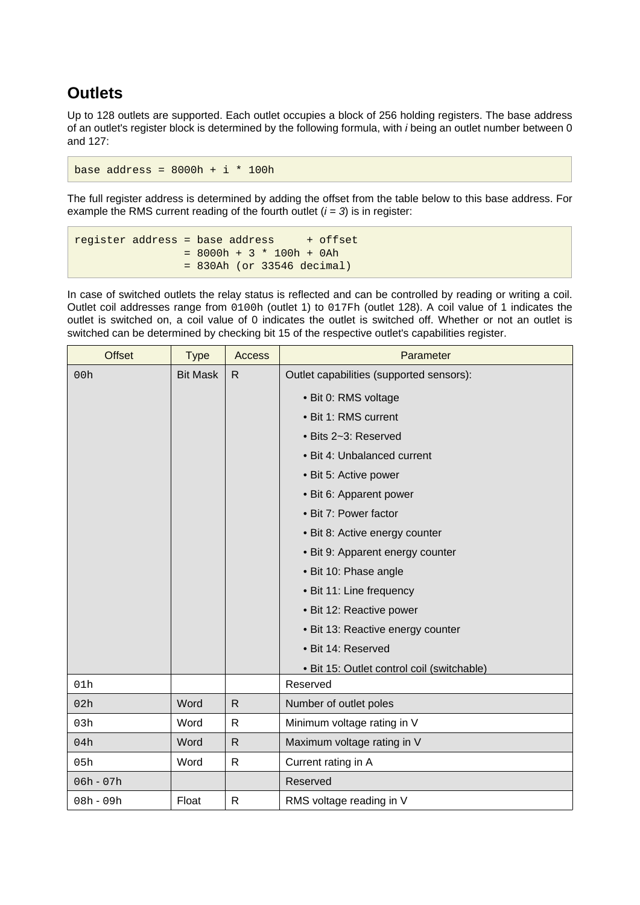## Outlets

Up to 128 outlets are supported. Each outlet occupies a block of 256 holding registers. The base address of an outlet's register block is determined by the following formula, with *i* being an outlet number between 0 and 127:

```
base address = 8000h + i * 100h
```

The full register address is determined by adding the offset from the table below to this base address. For example the RMS current reading of the fourth outlet (*i = 3*) is in register:

```
register address = base address     + offset
                 = 8000h + 3 * 100h + 0Ah
                 = 830Ah (or 33546 decimal)
```

In case of switched outlets the relay status is reflected and can be controlled by reading or writing a coil. Outlet coil addresses range from `0100h` (outlet 1) to `017Fh` (outlet 128). A coil value of 1 indicates the outlet is switched on, a coil value of 0 indicates the outlet is switched off. Whether or not an outlet is switched can be determined by checking bit 15 of the respective outlet's capabilities register.

| Offset | Type | Access | Parameter |
| --- | --- | --- | --- |
| `00h` | Bit Mask | R | Outlet capabilities (supported sensors):<br>• Bit 0: RMS voltage<br>• Bit 1: RMS current<br>• Bits 2~3: Reserved<br>• Bit 4: Unbalanced current<br>• Bit 5: Active power<br>• Bit 6: Apparent power<br>• Bit 7: Power factor<br>• Bit 8: Active energy counter<br>• Bit 9: Apparent energy counter<br>• Bit 10: Phase angle<br>• Bit 11: Line frequency<br>• Bit 12: Reactive power<br>• Bit 13: Reactive energy counter<br>• Bit 14: Reserved<br>• Bit 15: Outlet control coil (switchable) |
| `01h` | | | Reserved |
| `02h` | Word | R | Number of outlet poles |
| `03h` | Word | R | Minimum voltage rating in V |
| `04h` | Word | R | Maximum voltage rating in V |
| `05h` | Word | R | Current rating in A |
| `06h - 07h` | | | Reserved |
| `08h - 09h` | Float | R | RMS voltage reading in V |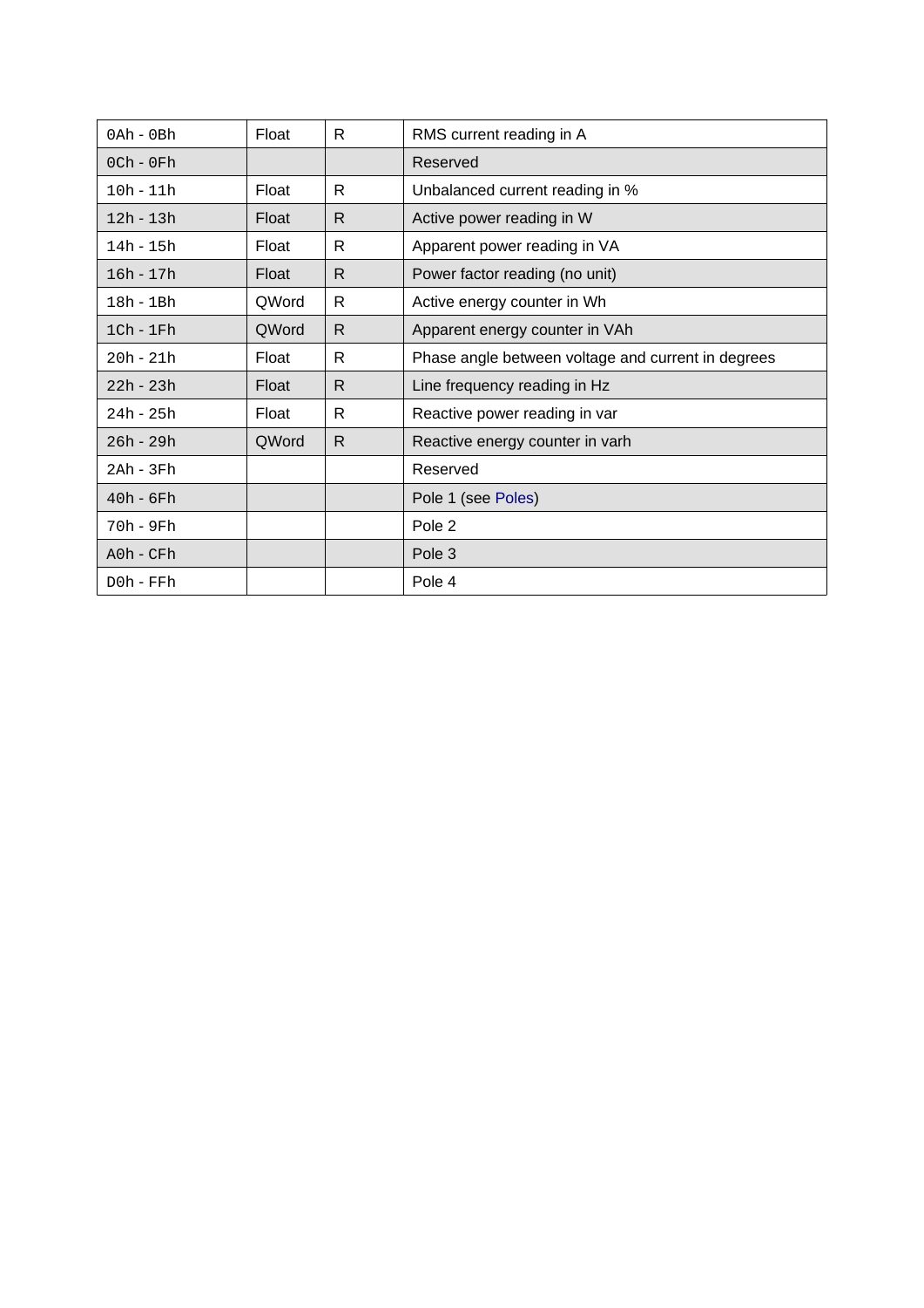| | | | |
|---|---|---|---|
| 0Ah - 0Bh | Float | R | RMS current reading in A |
| 0Ch - 0Fh | | | Reserved |
| 10h - 11h | Float | R | Unbalanced current reading in % |
| 12h - 13h | Float | R | Active power reading in W |
| 14h - 15h | Float | R | Apparent power reading in VA |
| 16h - 17h | Float | R | Power factor reading (no unit) |
| 18h - 1Bh | QWord | R | Active energy counter in Wh |
| 1Ch - 1Fh | QWord | R | Apparent energy counter in VAh |
| 20h - 21h | Float | R | Phase angle between voltage and current in degrees |
| 22h - 23h | Float | R | Line frequency reading in Hz |
| 24h - 25h | Float | R | Reactive power reading in var |
| 26h - 29h | QWord | R | Reactive energy counter in varh |
| 2Ah - 3Fh | | | Reserved |
| 40h - 6Fh | | | Pole 1 (see Poles) |
| 70h - 9Fh | | | Pole 2 |
| A0h - CFh | | | Pole 3 |
| D0h - FFh | | | Pole 4 |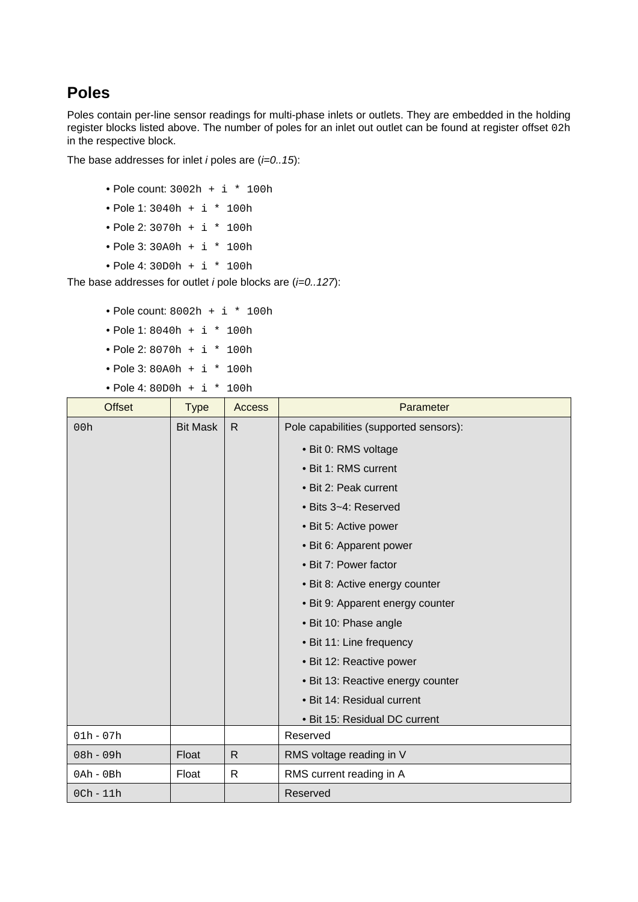## Poles

Poles contain per-line sensor readings for multi-phase inlets or outlets. They are embedded in the holding register blocks listed above. The number of poles for an inlet out outlet can be found at register offset `02h` in the respective block.

The base addresses for inlet *i* poles are (*i=0..15*):

- Pole count: `3002h + i * 100h`
- Pole 1: `3040h + i * 100h`
- Pole 2: `3070h + i * 100h`
- Pole 3: `30A0h + i * 100h`
- Pole 4: `30D0h + i * 100h`

The base addresses for outlet *i* pole blocks are (*i=0..127*):

- Pole count: `8002h + i * 100h`
- Pole 1: `8040h + i * 100h`
- Pole 2: `8070h + i * 100h`
- Pole 3: `80A0h + i * 100h`
- Pole 4: `80D0h + i * 100h`

| Offset | Type | Access | Parameter |
|---|---|---|---|
| `00h` | Bit Mask | R | Pole capabilities (supported sensors):<br>• Bit 0: RMS voltage<br>• Bit 1: RMS current<br>• Bit 2: Peak current<br>• Bits 3~4: Reserved<br>• Bit 5: Active power<br>• Bit 6: Apparent power<br>• Bit 7: Power factor<br>• Bit 8: Active energy counter<br>• Bit 9: Apparent energy counter<br>• Bit 10: Phase angle<br>• Bit 11: Line frequency<br>• Bit 12: Reactive power<br>• Bit 13: Reactive energy counter<br>• Bit 14: Residual current<br>• Bit 15: Residual DC current |
| `01h - 07h` | | | Reserved |
| `08h - 09h` | Float | R | RMS voltage reading in V |
| `0Ah - 0Bh` | Float | R | RMS current reading in A |
| `0Ch - 11h` | | | Reserved |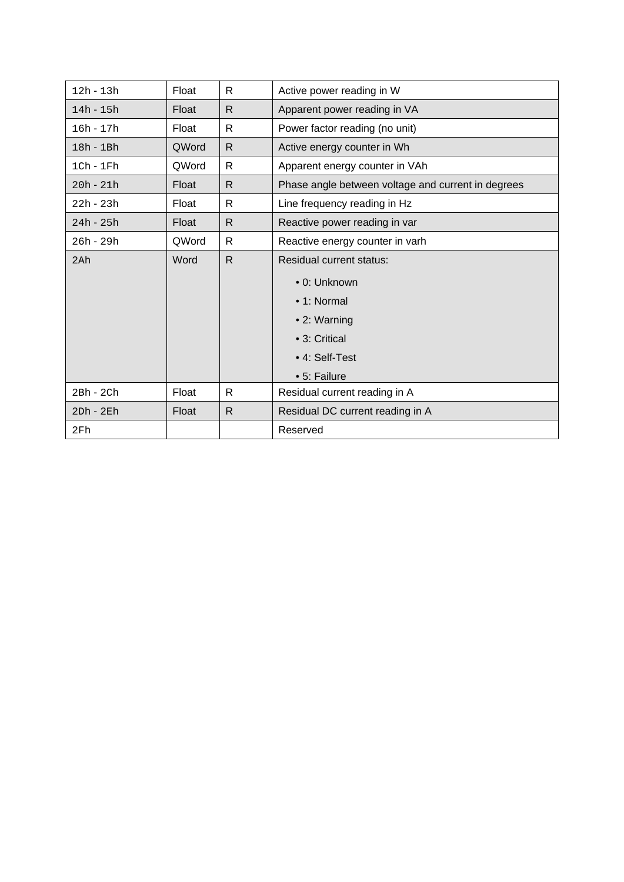| | | | |
|---|---|---|---|
| 12h - 13h | Float | R | Active power reading in W |
| 14h - 15h | Float | R | Apparent power reading in VA |
| 16h - 17h | Float | R | Power factor reading (no unit) |
| 18h - 1Bh | QWord | R | Active energy counter in Wh |
| 1Ch - 1Fh | QWord | R | Apparent energy counter in VAh |
| 20h - 21h | Float | R | Phase angle between voltage and current in degrees |
| 22h - 23h | Float | R | Line frequency reading in Hz |
| 24h - 25h | Float | R | Reactive power reading in var |
| 26h - 29h | QWord | R | Reactive energy counter in varh |
| 2Ah | Word | R | Residual current status:<br>• 0: Unknown<br>• 1: Normal<br>• 2: Warning<br>• 3: Critical<br>• 4: Self-Test<br>• 5: Failure |
| 2Bh - 2Ch | Float | R | Residual current reading in A |
| 2Dh - 2Eh | Float | R | Residual DC current reading in A |
| 2Fh | | | Reserved |